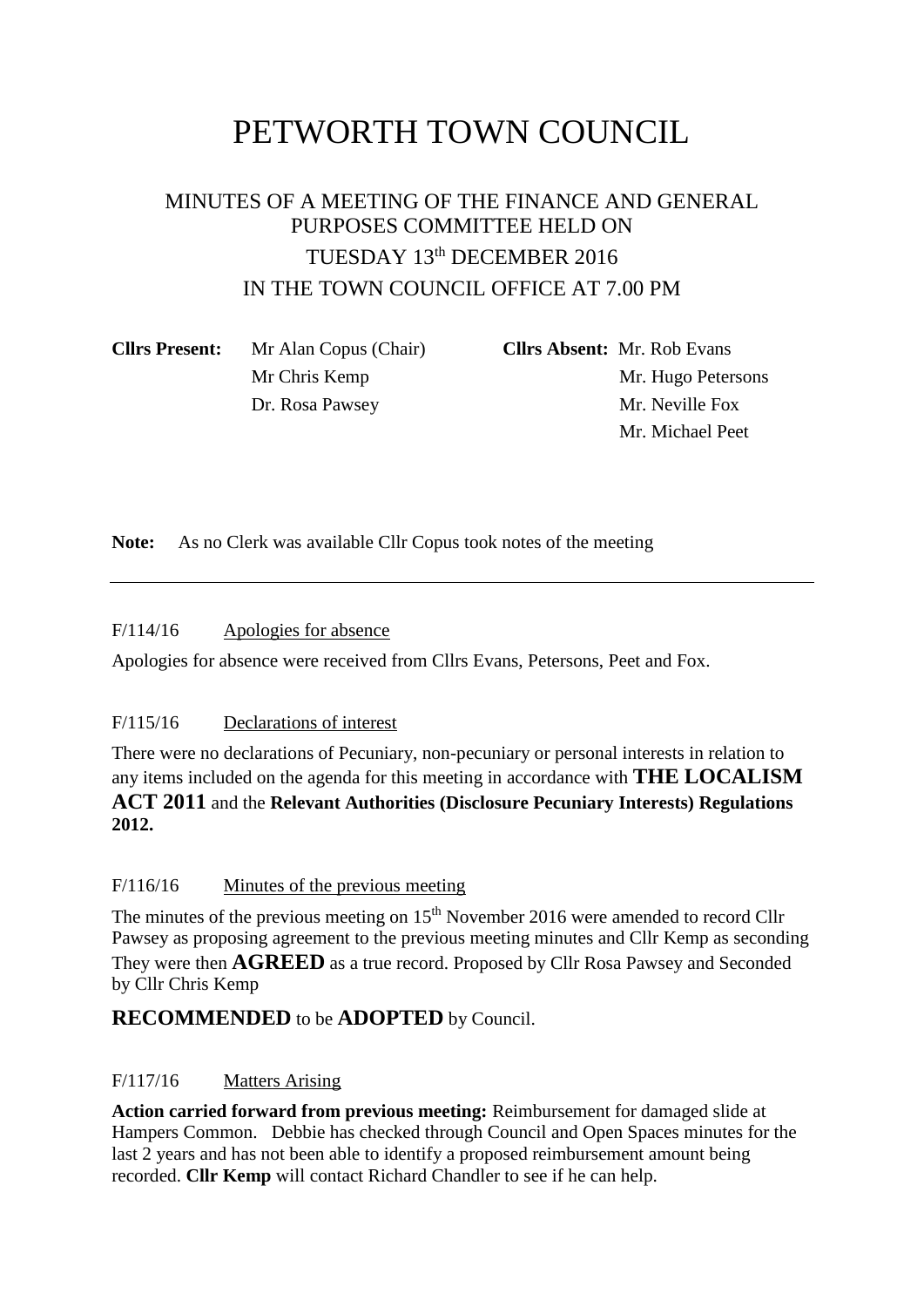# PETWORTH TOWN COUNCIL

## MINUTES OF A MEETING OF THE FINANCE AND GENERAL PURPOSES COMMITTEE HELD ON TUESDAY 13th DECEMBER 2016 IN THE TOWN COUNCIL OFFICE AT 7.00 PM

| **Cllrs Present:** | | **Cllrs Absent:** | |
|---|---|---|---|
| | Mr Alan Copus (Chair) | | Mr. Rob Evans |
| | Mr Chris Kemp | | Mr. Hugo Petersons |
| | Dr. Rosa Pawsey | | Mr. Neville Fox |
| | | | Mr. Michael Peet |

**Note:** As no Clerk was available Cllr Copus took notes of the meeting

---

F/114/16 Apologies for absence

Apologies for absence were received from Cllrs Evans, Petersons, Peet and Fox.

F/115/16 Declarations of interest

There were no declarations of Pecuniary, non-pecuniary or personal interests in relation to any items included on the agenda for this meeting in accordance with **THE LOCALISM ACT 2011** and the **Relevant Authorities (Disclosure Pecuniary Interests) Regulations 2012.**

F/116/16 Minutes of the previous meeting

The minutes of the previous meeting on 15th November 2016 were amended to record Cllr Pawsey as proposing agreement to the previous meeting minutes and Cllr Kemp as seconding They were then **AGREED** as a true record. Proposed by Cllr Rosa Pawsey and Seconded by Cllr Chris Kemp

**RECOMMENDED** to be **ADOPTED** by Council.

F/117/16 Matters Arising

**Action carried forward from previous meeting:** Reimbursement for damaged slide at Hampers Common. Debbie has checked through Council and Open Spaces minutes for the last 2 years and has not been able to identify a proposed reimbursement amount being recorded. **Cllr Kemp** will contact Richard Chandler to see if he can help.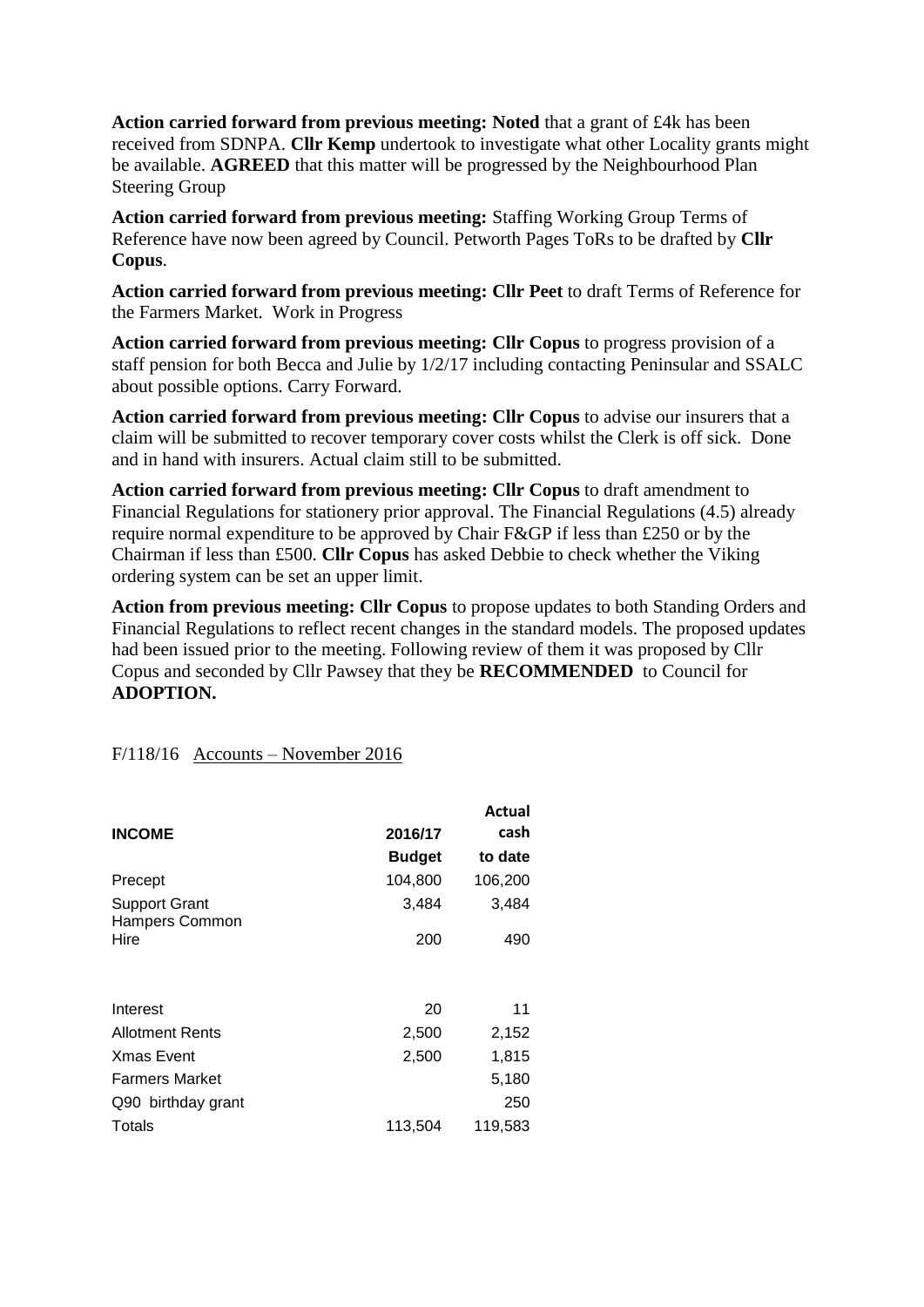**Action carried forward from previous meeting: Noted** that a grant of £4k has been received from SDNPA. **Cllr Kemp** undertook to investigate what other Locality grants might be available. **AGREED** that this matter will be progressed by the Neighbourhood Plan Steering Group

**Action carried forward from previous meeting:** Staffing Working Group Terms of Reference have now been agreed by Council. Petworth Pages ToRs to be drafted by **Cllr Copus**.

**Action carried forward from previous meeting: Cllr Peet** to draft Terms of Reference for the Farmers Market. Work in Progress

**Action carried forward from previous meeting: Cllr Copus** to progress provision of a staff pension for both Becca and Julie by 1/2/17 including contacting Peninsular and SSALC about possible options. Carry Forward.

**Action carried forward from previous meeting: Cllr Copus** to advise our insurers that a claim will be submitted to recover temporary cover costs whilst the Clerk is off sick. Done and in hand with insurers. Actual claim still to be submitted.

**Action carried forward from previous meeting: Cllr Copus** to draft amendment to Financial Regulations for stationery prior approval. The Financial Regulations (4.5) already require normal expenditure to be approved by Chair F&GP if less than £250 or by the Chairman if less than £500. **Cllr Copus** has asked Debbie to check whether the Viking ordering system can be set an upper limit.

**Action from previous meeting: Cllr Copus** to propose updates to both Standing Orders and Financial Regulations to reflect recent changes in the standard models. The proposed updates had been issued prior to the meeting. Following review of them it was proposed by Cllr Copus and seconded by Cllr Pawsey that they be **RECOMMENDED** to Council for **ADOPTION.**

F/118/16 Accounts – November 2016

| **INCOME** | **2016/17 Budget** | **Actual cash to date** |
|---|---|---|
| Precept | 104,800 | 106,200 |
| Support Grant | 3,484 | 3,484 |
| Hampers Common Hire | 200 | 490 |
| Interest | 20 | 11 |
| Allotment Rents | 2,500 | 2,152 |
| Xmas Event | 2,500 | 1,815 |
| Farmers Market | | 5,180 |
| Q90 birthday grant | | 250 |
| Totals | 113,504 | 119,583 |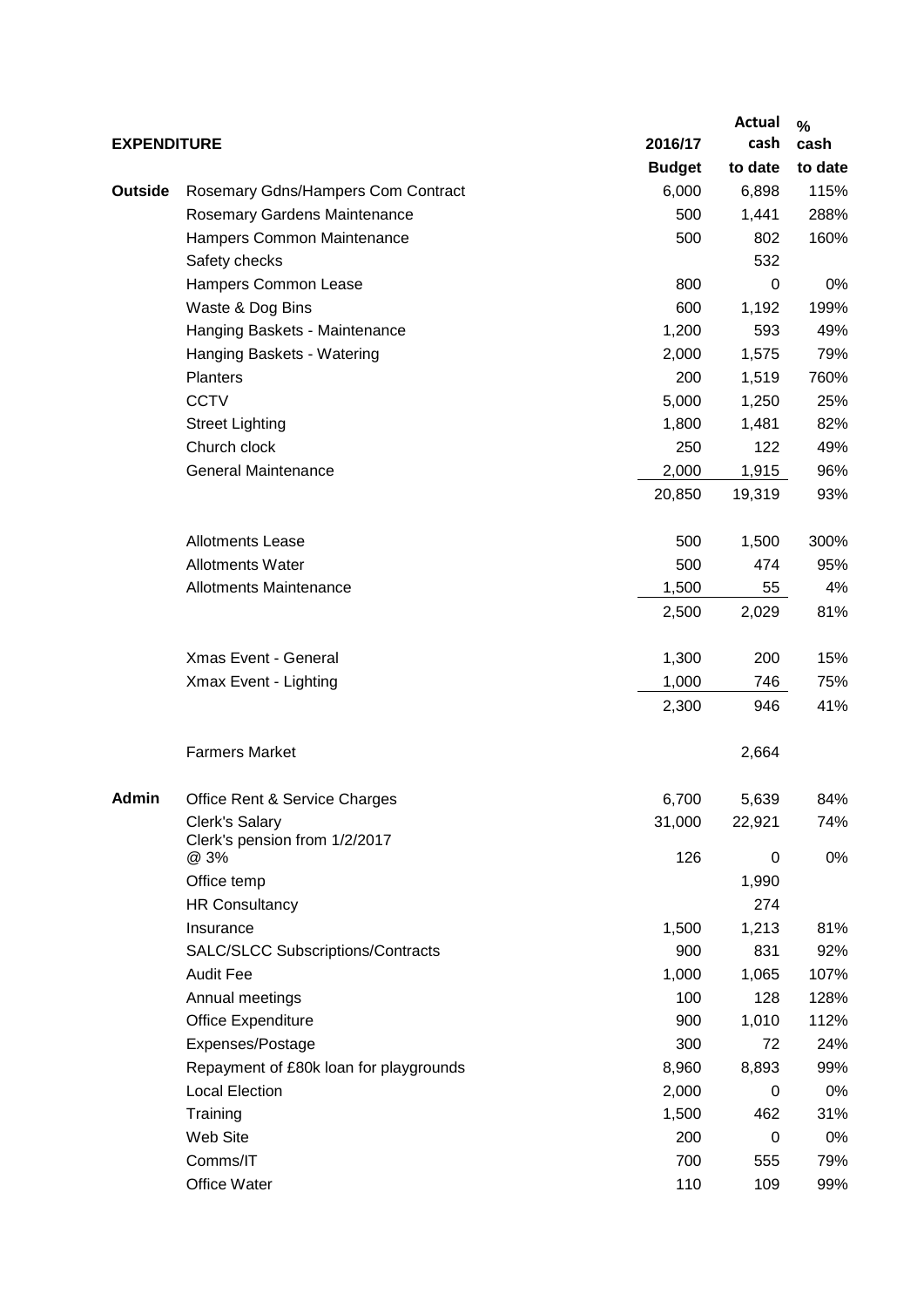| EXPENDITURE | | 2016/17 Budget | Actual cash to date | % cash to date |
|---|---|---|---|---|
| Outside | Rosemary Gdns/Hampers Com Contract | 6,000 | 6,898 | 115% |
| | Rosemary Gardens Maintenance | 500 | 1,441 | 288% |
| | Hampers Common Maintenance | 500 | 802 | 160% |
| | Safety checks | | 532 | |
| | Hampers Common Lease | 800 | 0 | 0% |
| | Waste & Dog Bins | 600 | 1,192 | 199% |
| | Hanging Baskets - Maintenance | 1,200 | 593 | 49% |
| | Hanging Baskets - Watering | 2,000 | 1,575 | 79% |
| | Planters | 200 | 1,519 | 760% |
| | CCTV | 5,000 | 1,250 | 25% |
| | Street Lighting | 1,800 | 1,481 | 82% |
| | Church clock | 250 | 122 | 49% |
| | General Maintenance | 2,000 | 1,915 | 96% |
| | | 20,850 | 19,319 | 93% |
| | Allotments Lease | 500 | 1,500 | 300% |
| | Allotments Water | 500 | 474 | 95% |
| | Allotments Maintenance | 1,500 | 55 | 4% |
| | | 2,500 | 2,029 | 81% |
| | Xmas Event - General | 1,300 | 200 | 15% |
| | Xmax Event - Lighting | 1,000 | 746 | 75% |
| | | 2,300 | 946 | 41% |
| | Farmers Market | | 2,664 | |
| Admin | Office Rent & Service Charges | 6,700 | 5,639 | 84% |
| | Clerk's Salary | 31,000 | 22,921 | 74% |
| | Clerk's pension from 1/2/2017 @ 3% | 126 | 0 | 0% |
| | Office temp | | 1,990 | |
| | HR Consultancy | | 274 | |
| | Insurance | 1,500 | 1,213 | 81% |
| | SALC/SLCC Subscriptions/Contracts | 900 | 831 | 92% |
| | Audit Fee | 1,000 | 1,065 | 107% |
| | Annual meetings | 100 | 128 | 128% |
| | Office Expenditure | 900 | 1,010 | 112% |
| | Expenses/Postage | 300 | 72 | 24% |
| | Repayment of £80k loan for playgrounds | 8,960 | 8,893 | 99% |
| | Local Election | 2,000 | 0 | 0% |
| | Training | 1,500 | 462 | 31% |
| | Web Site | 200 | 0 | 0% |
| | Comms/IT | 700 | 555 | 79% |
| | Office Water | 110 | 109 | 99% |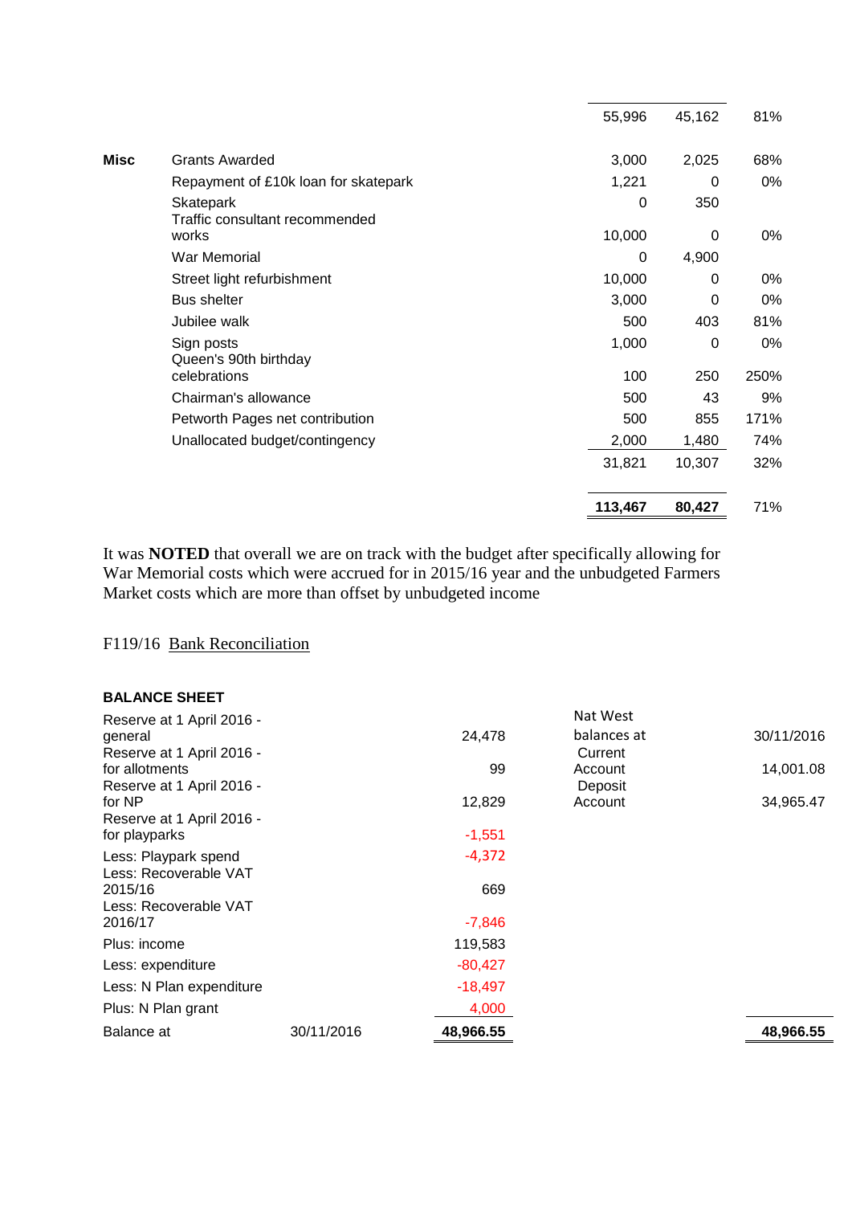| | | | | |
|---|---|---|---|---|
| | | 55,996 | 45,162 | 81% |
| **Misc** | Grants Awarded | 3,000 | 2,025 | 68% |
| | Repayment of £10k loan for skatepark | 1,221 | 0 | 0% |
| | Skatepark | 0 | 350 | |
| | Traffic consultant recommended works | 10,000 | 0 | 0% |
| | War Memorial | 0 | 4,900 | |
| | Street light refurbishment | 10,000 | 0 | 0% |
| | Bus shelter | 3,000 | 0 | 0% |
| | Jubilee walk | 500 | 403 | 81% |
| | Sign posts | 1,000 | 0 | 0% |
| | Queen's 90th birthday celebrations | 100 | 250 | 250% |
| | Chairman's allowance | 500 | 43 | 9% |
| | Petworth Pages net contribution | 500 | 855 | 171% |
| | Unallocated budget/contingency | 2,000 | 1,480 | 74% |
| | | 31,821 | 10,307 | 32% |
| | | **113,467** | **80,427** | 71% |

It was **NOTED** that overall we are on track with the budget after specifically allowing for War Memorial costs which were accrued for in 2015/16 year and the unbudgeted Farmers Market costs which are more than offset by unbudgeted income

F119/16 Bank Reconciliation

**BALANCE SHEET**

| | | | | |
|---|---|---|---|---|
| Reserve at 1 April 2016 - general | | 24,478 | Nat West balances at | 30/11/2016 |
| Reserve at 1 April 2016 - for allotments | | 99 | Current Account | 14,001.08 |
| Reserve at 1 April 2016 - for NP | | 12,829 | Deposit Account | 34,965.47 |
| Reserve at 1 April 2016 - for playparks | | -1,551 | | |
| Less: Playpark spend | | -4,372 | | |
| Less: Recoverable VAT 2015/16 | | 669 | | |
| Less: Recoverable VAT 2016/17 | | -7,846 | | |
| Plus: income | | 119,583 | | |
| Less: expenditure | | -80,427 | | |
| Less: N Plan expenditure | | -18,497 | | |
| Plus: N Plan grant | | 4,000 | | |
| Balance at | 30/11/2016 | **48,966.55** | | **48,966.55** |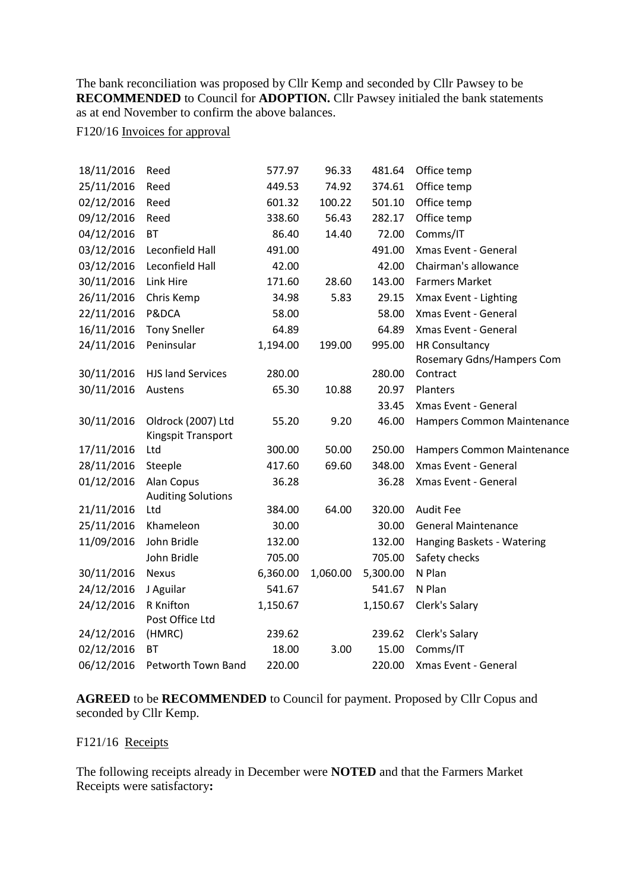The bank reconciliation was proposed by Cllr Kemp and seconded by Cllr Pawsey to be **RECOMMENDED** to Council for **ADOPTION.** Cllr Pawsey initialed the bank statements as at end November to confirm the above balances.

F120/16 Invoices for approval

| | | | | | |
|---|---|---|---|---|---|
| 18/11/2016 | Reed | 577.97 | 96.33 | 481.64 | Office temp |
| 25/11/2016 | Reed | 449.53 | 74.92 | 374.61 | Office temp |
| 02/12/2016 | Reed | 601.32 | 100.22 | 501.10 | Office temp |
| 09/12/2016 | Reed | 338.60 | 56.43 | 282.17 | Office temp |
| 04/12/2016 | BT | 86.40 | 14.40 | 72.00 | Comms/IT |
| 03/12/2016 | Leconfield Hall | 491.00 | | 491.00 | Xmas Event - General |
| 03/12/2016 | Leconfield Hall | 42.00 | | 42.00 | Chairman's allowance |
| 30/11/2016 | Link Hire | 171.60 | 28.60 | 143.00 | Farmers Market |
| 26/11/2016 | Chris Kemp | 34.98 | 5.83 | 29.15 | Xmax Event - Lighting |
| 22/11/2016 | P&DCA | 58.00 | | 58.00 | Xmas Event - General |
| 16/11/2016 | Tony Sneller | 64.89 | | 64.89 | Xmas Event - General |
| 24/11/2016 | Peninsular | 1,194.00 | 199.00 | 995.00 | HR Consultancy |
| 30/11/2016 | HJS land Services | 280.00 | | 280.00 | Rosemary Gdns/Hampers Com Contract |
| 30/11/2016 | Austens | 65.30 | 10.88 | 20.97 | Planters |
| | | | | 33.45 | Xmas Event - General |
| 30/11/2016 | Oldrock (2007) Ltd | 55.20 | 9.20 | 46.00 | Hampers Common Maintenance |
| 17/11/2016 | Kingspit Transport Ltd | 300.00 | 50.00 | 250.00 | Hampers Common Maintenance |
| 28/11/2016 | Steeple | 417.60 | 69.60 | 348.00 | Xmas Event - General |
| 01/12/2016 | Alan Copus | 36.28 | | 36.28 | Xmas Event - General |
| 21/11/2016 | Auditing Solutions Ltd | 384.00 | 64.00 | 320.00 | Audit Fee |
| 25/11/2016 | Khameleon | 30.00 | | 30.00 | General Maintenance |
| 11/09/2016 | John Bridle | 132.00 | | 132.00 | Hanging Baskets - Watering |
| | John Bridle | 705.00 | | 705.00 | Safety checks |
| 30/11/2016 | Nexus | 6,360.00 | 1,060.00 | 5,300.00 | N Plan |
| 24/12/2016 | J Aguilar | 541.67 | | 541.67 | N Plan |
| 24/12/2016 | R Knifton | 1,150.67 | | 1,150.67 | Clerk's Salary |
| 24/12/2016 | Post Office Ltd (HMRC) | 239.62 | | 239.62 | Clerk's Salary |
| 02/12/2016 | BT | 18.00 | 3.00 | 15.00 | Comms/IT |
| 06/12/2016 | Petworth Town Band | 220.00 | | 220.00 | Xmas Event - General |

**AGREED** to be **RECOMMENDED** to Council for payment. Proposed by Cllr Copus and seconded by Cllr Kemp.

F121/16 Receipts

The following receipts already in December were **NOTED** and that the Farmers Market Receipts were satisfactory**:**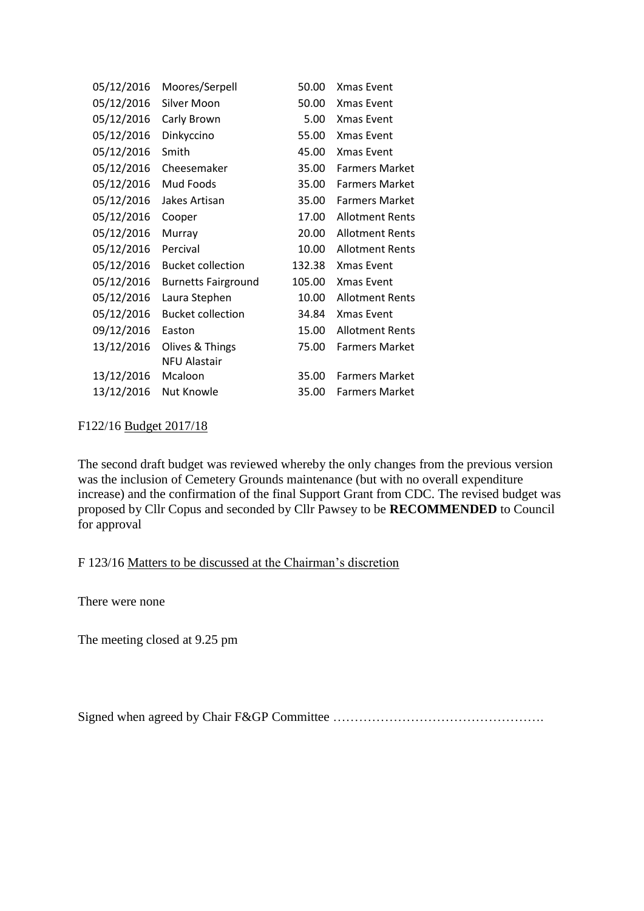| | | | |
|---|---|---|---|
| 05/12/2016 | Moores/Serpell | 50.00 | Xmas Event |
| 05/12/2016 | Silver Moon | 50.00 | Xmas Event |
| 05/12/2016 | Carly Brown | 5.00 | Xmas Event |
| 05/12/2016 | Dinkyccino | 55.00 | Xmas Event |
| 05/12/2016 | Smith | 45.00 | Xmas Event |
| 05/12/2016 | Cheesemaker | 35.00 | Farmers Market |
| 05/12/2016 | Mud Foods | 35.00 | Farmers Market |
| 05/12/2016 | Jakes Artisan | 35.00 | Farmers Market |
| 05/12/2016 | Cooper | 17.00 | Allotment Rents |
| 05/12/2016 | Murray | 20.00 | Allotment Rents |
| 05/12/2016 | Percival | 10.00 | Allotment Rents |
| 05/12/2016 | Bucket collection | 132.38 | Xmas Event |
| 05/12/2016 | Burnetts Fairground | 105.00 | Xmas Event |
| 05/12/2016 | Laura Stephen | 10.00 | Allotment Rents |
| 05/12/2016 | Bucket collection | 34.84 | Xmas Event |
| 09/12/2016 | Easton | 15.00 | Allotment Rents |
| 13/12/2016 | Olives & Things NFU Alastair | 75.00 | Farmers Market |
| 13/12/2016 | Mcaloon | 35.00 | Farmers Market |
| 13/12/2016 | Nut Knowle | 35.00 | Farmers Market |

F122/16 Budget 2017/18

The second draft budget was reviewed whereby the only changes from the previous version was the inclusion of Cemetery Grounds maintenance (but with no overall expenditure increase) and the confirmation of the final Support Grant from CDC. The revised budget was proposed by Cllr Copus and seconded by Cllr Pawsey to be **RECOMMENDED** to Council for approval

F 123/16 Matters to be discussed at the Chairman's discretion

There were none

The meeting closed at 9.25 pm

Signed when agreed by Chair F&GP Committee ………………………………………….